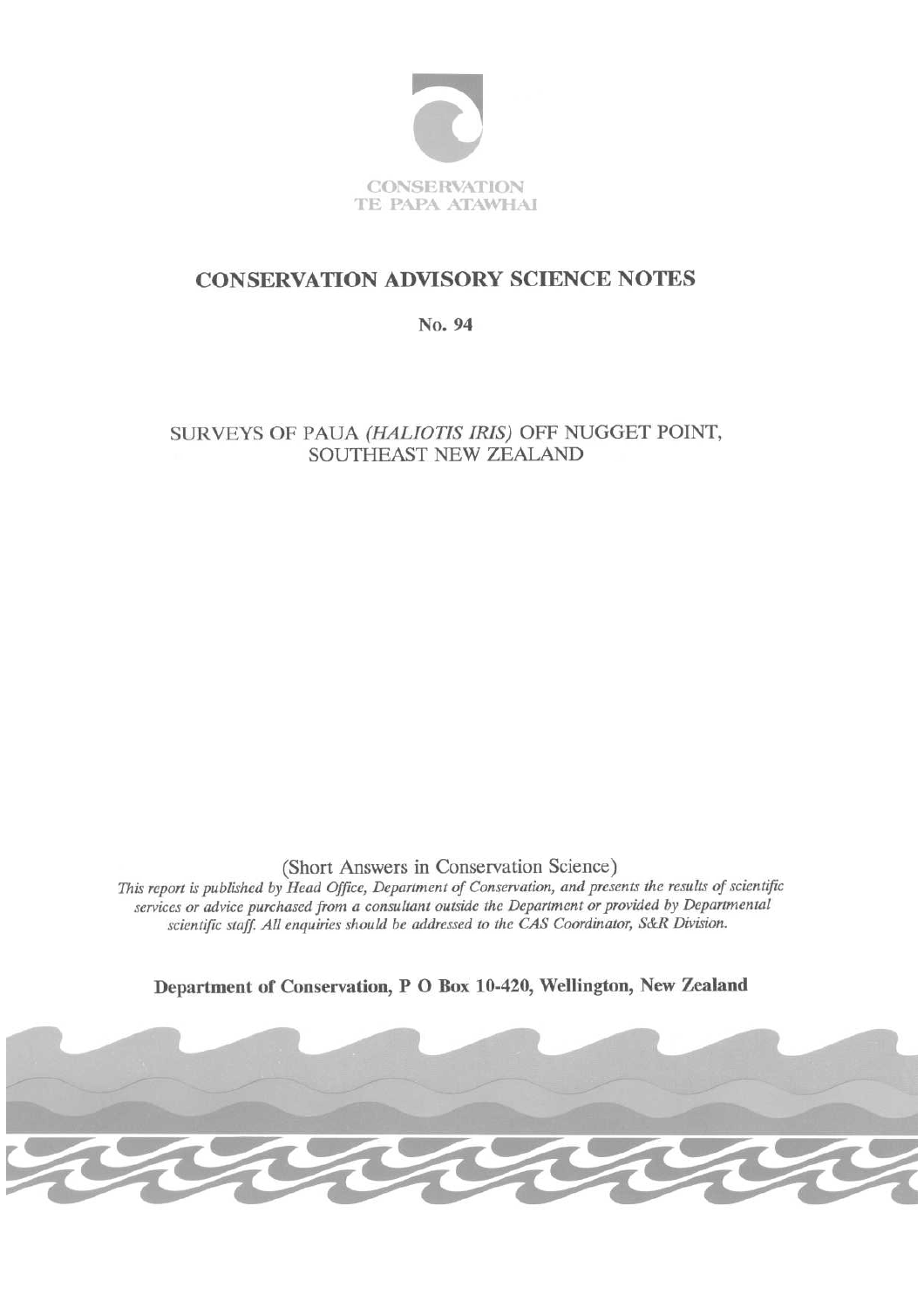CONSERVATION
TE PAPA ATAWHAI

# CONSERVATION ADVISORY SCIENCE NOTES

No. 94

## SURVEYS OF PAUA *(HALIOTIS IRIS)* OFF NUGGET POINT, SOUTHEAST NEW ZEALAND

(Short Answers in Conservation Science)

*This report is published by Head Office, Department of Conservation, and presents the results of scientific services or advice purchased from a consultant outside the Department or provided by Departmental scientific staff. All enquiries should be addressed to the CAS Coordinator, S&R Division.*

**Department of Conservation, P O Box 10-420, Wellington, New Zealand**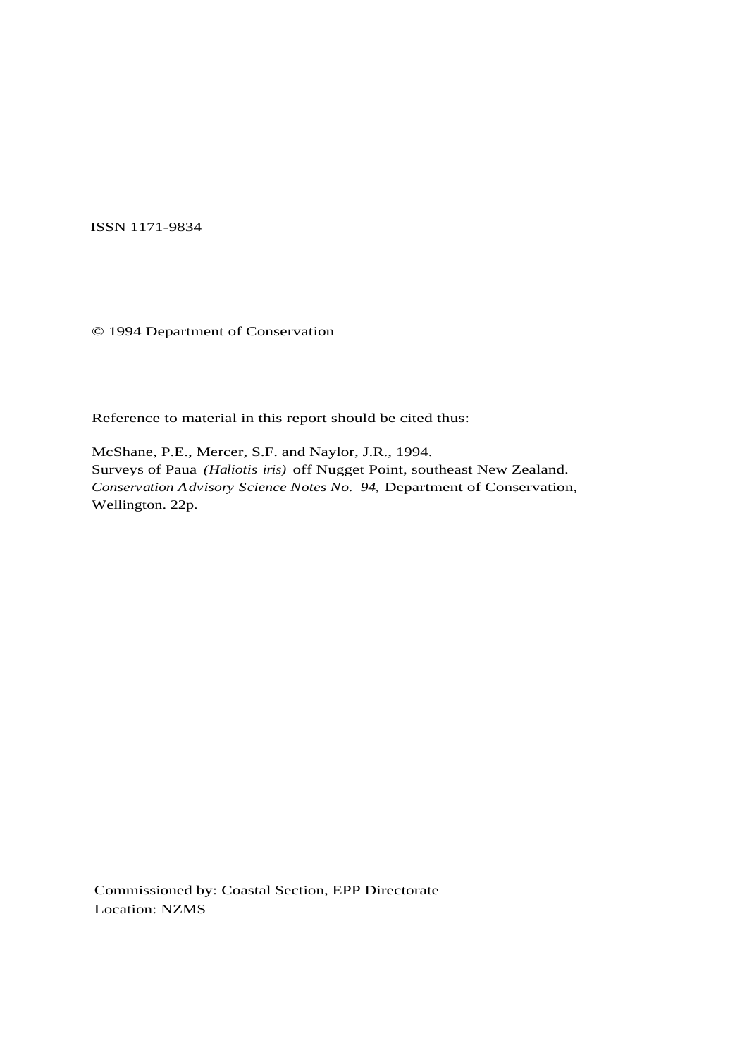ISSN 1171-9834

© 1994 Department of Conservation

Reference to material in this report should be cited thus:

McShane, P.E., Mercer, S.F. and Naylor, J.R., 1994.
Surveys of Paua *(Haliotis iris)* off Nugget Point, southeast New Zealand.
*Conservation Advisory Science Notes No. 94,* Department of Conservation, Wellington. 22p.

Commissioned by: Coastal Section, EPP Directorate
Location: NZMS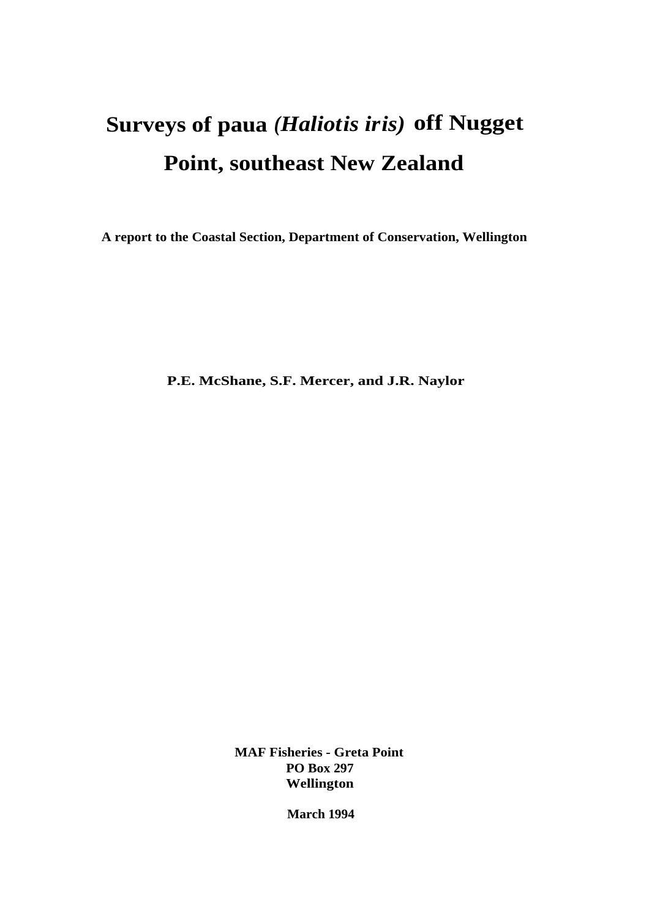# Surveys of paua *(Haliotis iris)* off Nugget Point, southeast New Zealand

**A report to the Coastal Section, Department of Conservation, Wellington**

**P.E. McShane, S.F. Mercer, and J.R. Naylor**

**MAF Fisheries - Greta Point**
**PO Box 297**
**Wellington**

**March 1994**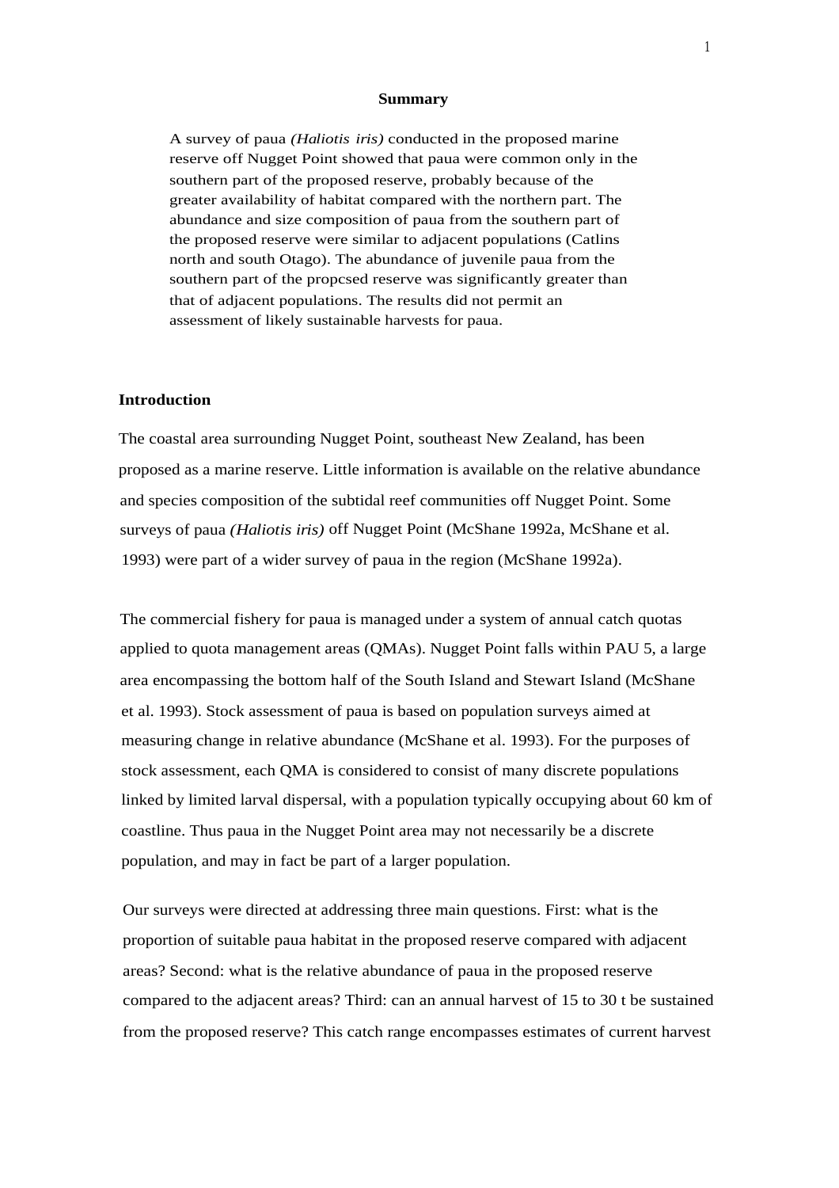## Summary

A survey of paua *(Haliotis iris)* conducted in the proposed marine reserve off Nugget Point showed that paua were common only in the southern part of the proposed reserve, probably because of the greater availability of habitat compared with the northern part. The abundance and size composition of paua from the southern part of the proposed reserve were similar to adjacent populations (Catlins north and south Otago). The abundance of juvenile paua from the southern part of the propcsed reserve was significantly greater than that of adjacent populations. The results did not permit an assessment of likely sustainable harvests for paua.

## Introduction

The coastal area surrounding Nugget Point, southeast New Zealand, has been proposed as a marine reserve. Little information is available on the relative abundance and species composition of the subtidal reef communities off Nugget Point. Some surveys of paua *(Haliotis iris)* off Nugget Point (McShane 1992a, McShane et al. 1993) were part of a wider survey of paua in the region (McShane 1992a).

The commercial fishery for paua is managed under a system of annual catch quotas applied to quota management areas (QMAs). Nugget Point falls within PAU 5, a large area encompassing the bottom half of the South Island and Stewart Island (McShane et al. 1993). Stock assessment of paua is based on population surveys aimed at measuring change in relative abundance (McShane et al. 1993). For the purposes of stock assessment, each QMA is considered to consist of many discrete populations linked by limited larval dispersal, with a population typically occupying about 60 km of coastline. Thus paua in the Nugget Point area may not necessarily be a discrete population, and may in fact be part of a larger population.

Our surveys were directed at addressing three main questions. First: what is the proportion of suitable paua habitat in the proposed reserve compared with adjacent areas? Second: what is the relative abundance of paua in the proposed reserve compared to the adjacent areas? Third: can an annual harvest of 15 to 30 t be sustained from the proposed reserve? This catch range encompasses estimates of current harvest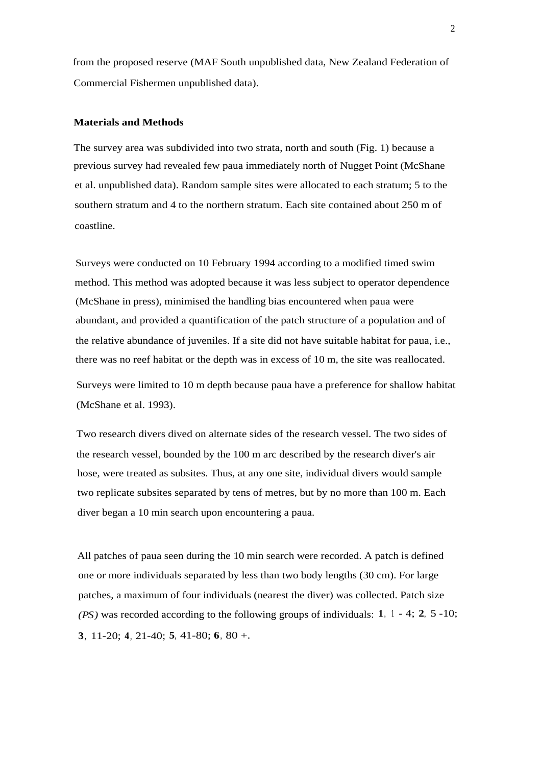from the proposed reserve (MAF South unpublished data, New Zealand Federation of Commercial Fishermen unpublished data).

## Materials and Methods

The survey area was subdivided into two strata, north and south (Fig. 1) because a previous survey had revealed few paua immediately north of Nugget Point (McShane et al. unpublished data). Random sample sites were allocated to each stratum; 5 to the southern stratum and 4 to the northern stratum. Each site contained about 250 m of coastline.

Surveys were conducted on 10 February 1994 according to a modified timed swim method. This method was adopted because it was less subject to operator dependence (McShane in press), minimised the handling bias encountered when paua were abundant, and provided a quantification of the patch structure of a population and of the relative abundance of juveniles. If a site did not have suitable habitat for paua, i.e., there was no reef habitat or the depth was in excess of 10 m, the site was reallocated.

Surveys were limited to 10 m depth because paua have a preference for shallow habitat (McShane et al. 1993).

Two research divers dived on alternate sides of the research vessel. The two sides of the research vessel, bounded by the 100 m arc described by the research diver's air hose, were treated as subsites. Thus, at any one site, individual divers would sample two replicate subsites separated by tens of metres, but by no more than 100 m. Each diver began a 10 min search upon encountering a paua.

All patches of paua seen during the 10 min search were recorded. A patch is defined one or more individuals separated by less than two body lengths (30 cm). For large patches, a maximum of four individuals (nearest the diver) was collected. Patch size *(PS)* was recorded according to the following groups of individuals: **1**, 1 - 4; **2**, 5 -10; **3**, 11-20; **4**, 21-40; **5**, 41-80; **6**, 80 +.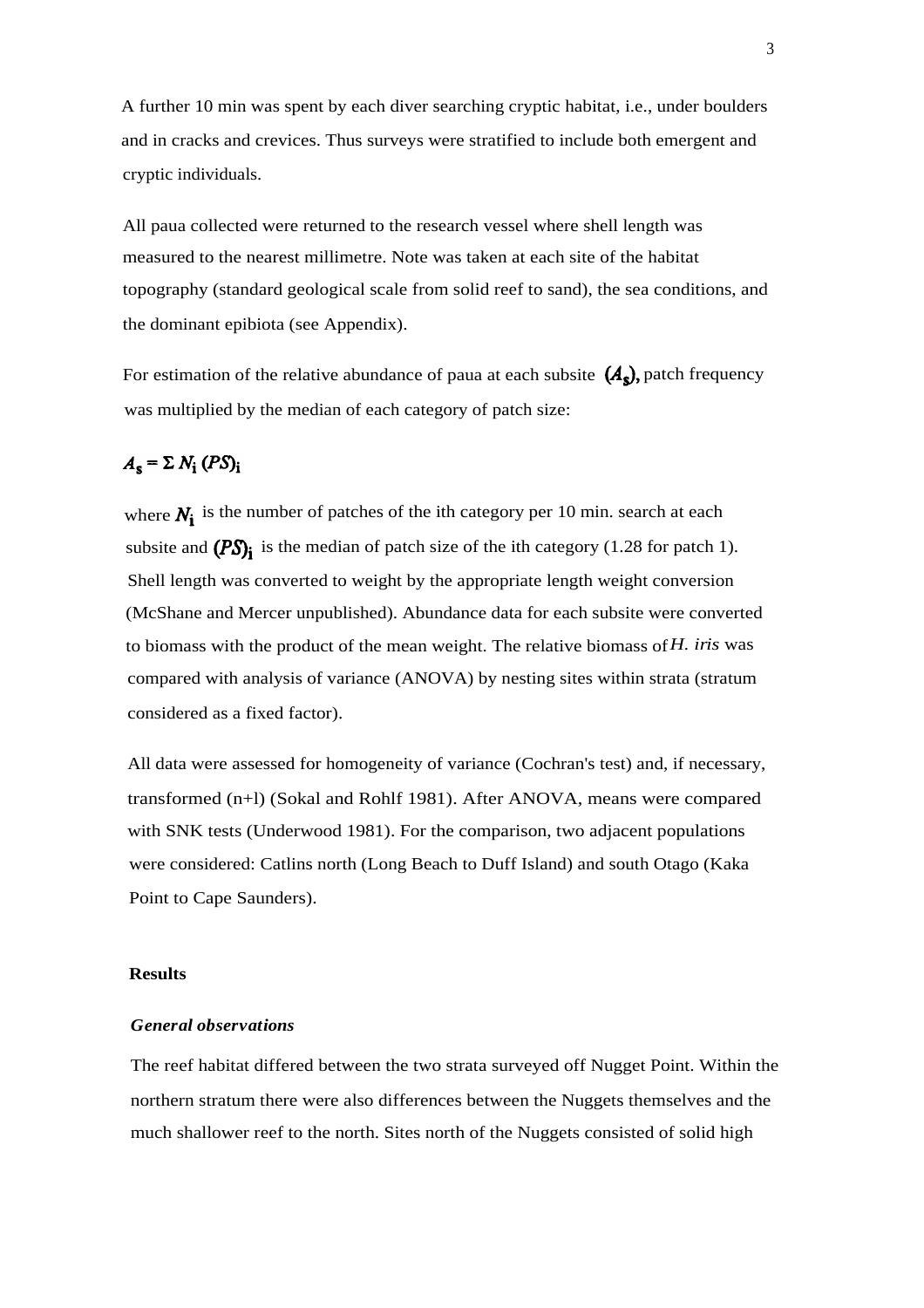A further 10 min was spent by each diver searching cryptic habitat, i.e., under boulders and in cracks and crevices. Thus surveys were stratified to include both emergent and cryptic individuals.

All paua collected were returned to the research vessel where shell length was measured to the nearest millimetre. Note was taken at each site of the habitat topography (standard geological scale from solid reef to sand), the sea conditions, and the dominant epibiota (see Appendix).

For estimation of the relative abundance of paua at each subsite $(A_s)$, patch frequency was multiplied by the median of each category of patch size:

$$A_s = \Sigma N_i (PS)_i$$

where $N_i$ is the number of patches of the ith category per 10 min. search at each subsite and $(PS)_i$ is the median of patch size of the ith category (1.28 for patch 1). Shell length was converted to weight by the appropriate length weight conversion (McShane and Mercer unpublished). Abundance data for each subsite were converted to biomass with the product of the mean weight. The relative biomass of *H. iris* was compared with analysis of variance (ANOVA) by nesting sites within strata (stratum considered as a fixed factor).

All data were assessed for homogeneity of variance (Cochran's test) and, if necessary, transformed (n+l) (Sokal and Rohlf 1981). After ANOVA, means were compared with SNK tests (Underwood 1981). For the comparison, two adjacent populations were considered: Catlins north (Long Beach to Duff Island) and south Otago (Kaka Point to Cape Saunders).

## Results

### *General observations*

The reef habitat differed between the two strata surveyed off Nugget Point. Within the northern stratum there were also differences between the Nuggets themselves and the much shallower reef to the north. Sites north of the Nuggets consisted of solid high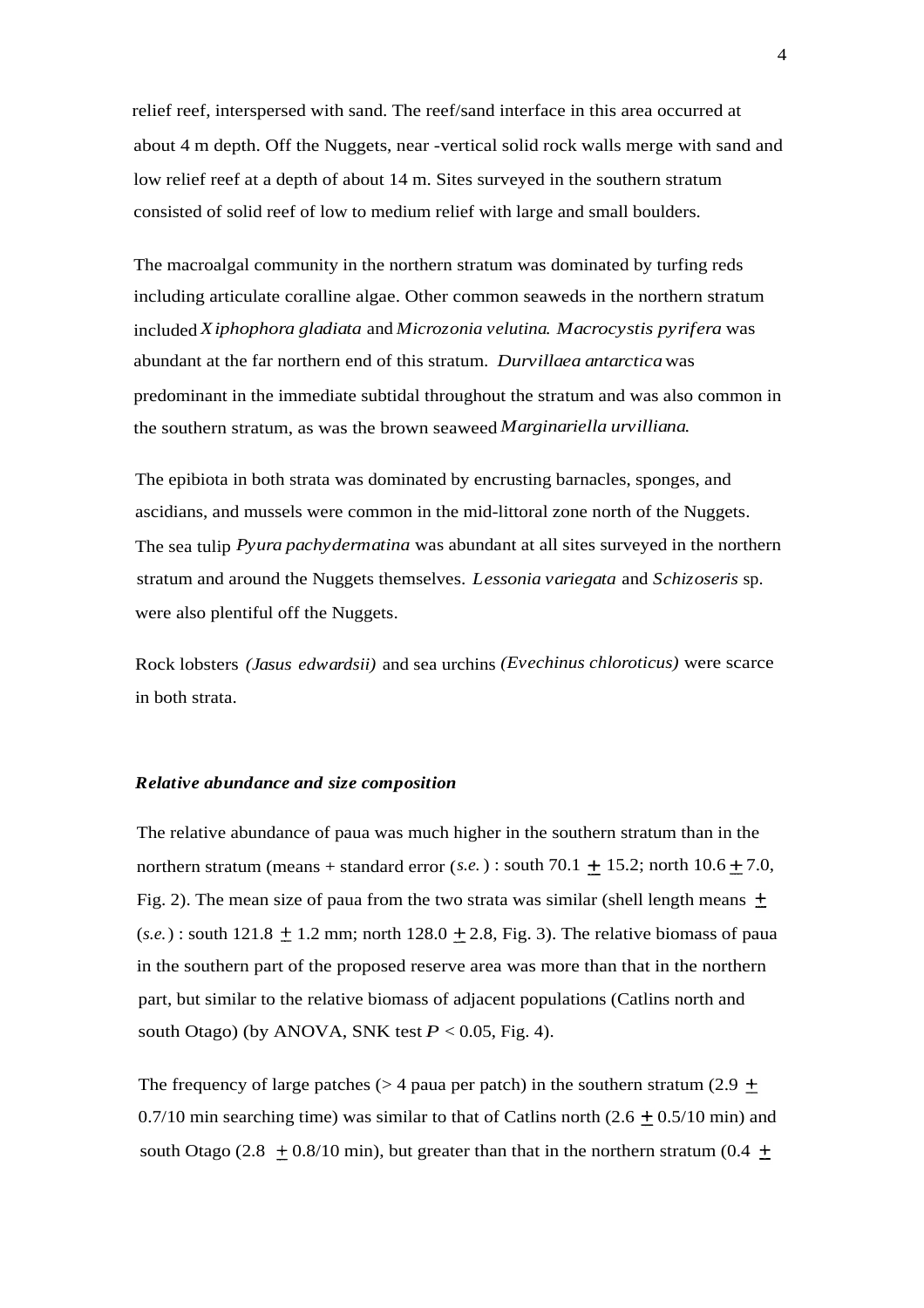relief reef, interspersed with sand. The reef/sand interface in this area occurred at about 4 m depth. Off the Nuggets, near -vertical solid rock walls merge with sand and low relief reef at a depth of about 14 m. Sites surveyed in the southern stratum consisted of solid reef of low to medium relief with large and small boulders.

The macroalgal community in the northern stratum was dominated by turfing reds including articulate coralline algae. Other common seaweeds in the northern stratum included *Xiphophora gladiata* and *Microzonia velutina. Macrocystis pyrifera* was abundant at the far northern end of this stratum. *Durvillaea antarctica* was predominant in the immediate subtidal throughout the stratum and was also common in the southern stratum, as was the brown seaweed *Marginariella urvilliana.*

The epibiota in both strata was dominated by encrusting barnacles, sponges, and ascidians, and mussels were common in the mid-littoral zone north of the Nuggets. The sea tulip *Pyura pachydermatina* was abundant at all sites surveyed in the northern stratum and around the Nuggets themselves. *Lessonia variegata* and *Schizoseris* sp. were also plentiful off the Nuggets.

Rock lobsters *(Jasus edwardsii)* and sea urchins *(Evechinus chloroticus)* were scarce in both strata.

### *Relative abundance and size composition*

The relative abundance of paua was much higher in the southern stratum than in the northern stratum (means + standard error (*s.e.*) : south 70.1 ± 15.2; north 10.6 ± 7.0, Fig. 2). The mean size of paua from the two strata was similar (shell length means ± (*s.e.*) : south 121.8 ± 1.2 mm; north 128.0 ± 2.8, Fig. 3). The relative biomass of paua in the southern part of the proposed reserve area was more than that in the northern part, but similar to the relative biomass of adjacent populations (Catlins north and south Otago) (by ANOVA, SNK test $P < 0.05$, Fig. 4).

The frequency of large patches (> 4 paua per patch) in the southern stratum (2.9 ± 0.7/10 min searching time) was similar to that of Catlins north (2.6 ± 0.5/10 min) and south Otago (2.8 ± 0.8/10 min), but greater than that in the northern stratum (0.4 ±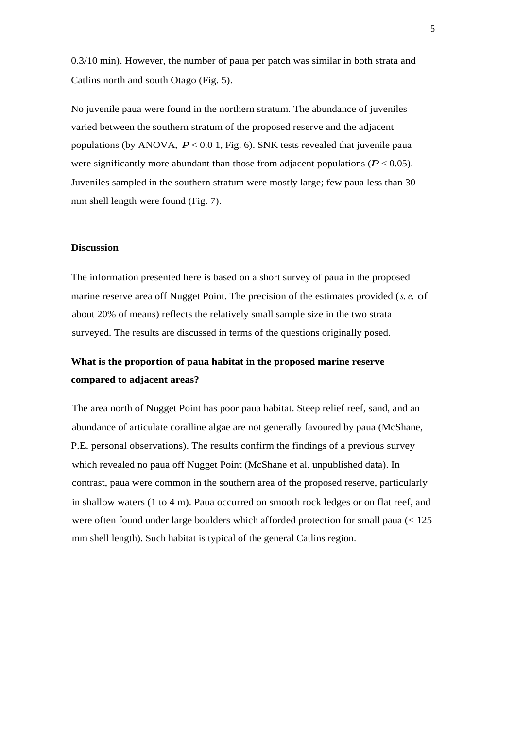0.3/10 min). However, the number of paua per patch was similar in both strata and Catlins north and south Otago (Fig. 5).

No juvenile paua were found in the northern stratum. The abundance of juveniles varied between the southern stratum of the proposed reserve and the adjacent populations (by ANOVA, $P < 0.0$ 1, Fig. 6). SNK tests revealed that juvenile paua were significantly more abundant than those from adjacent populations ($P < 0.05$). Juveniles sampled in the southern stratum were mostly large; few paua less than 30 mm shell length were found (Fig. 7).

## Discussion

The information presented here is based on a short survey of paua in the proposed marine reserve area off Nugget Point. The precision of the estimates provided (*s. e.* of about 20% of means) reflects the relatively small sample size in the two strata surveyed. The results are discussed in terms of the questions originally posed.

### What is the proportion of paua habitat in the proposed marine reserve compared to adjacent areas?

The area north of Nugget Point has poor paua habitat. Steep relief reef, sand, and an abundance of articulate coralline algae are not generally favoured by paua (McShane, P.E. personal observations). The results confirm the findings of a previous survey which revealed no paua off Nugget Point (McShane et al. unpublished data). In contrast, paua were common in the southern area of the proposed reserve, particularly in shallow waters (1 to 4 m). Paua occurred on smooth rock ledges or on flat reef, and were often found under large boulders which afforded protection for small paua (< 125 mm shell length). Such habitat is typical of the general Catlins region.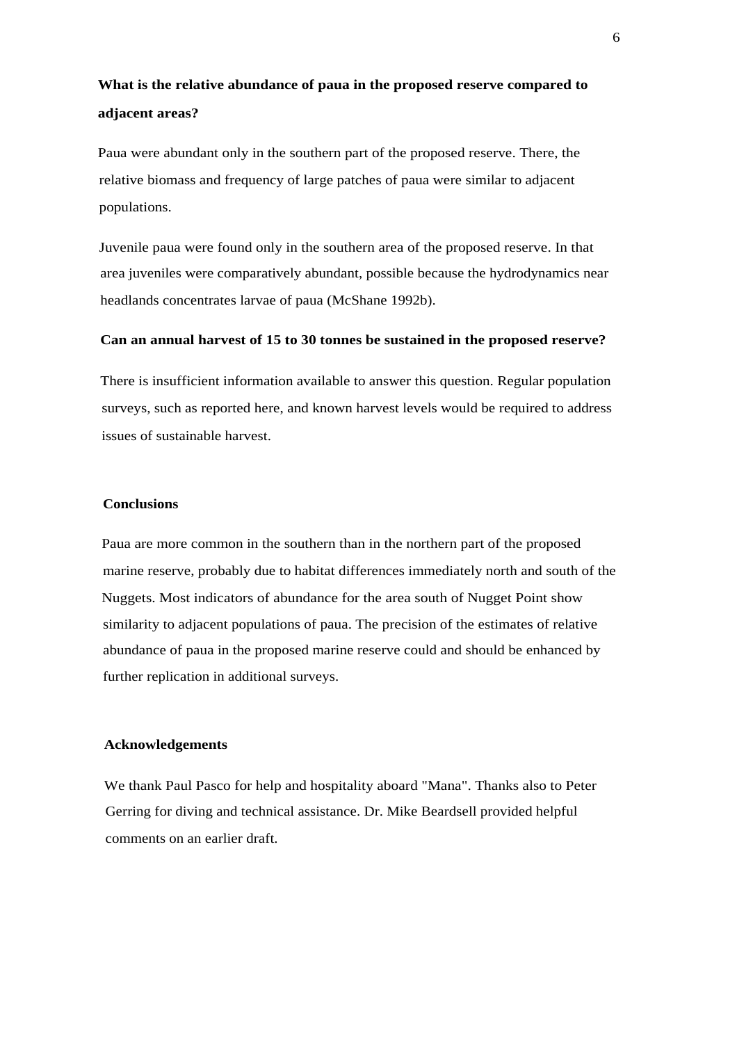**What is the relative abundance of paua in the proposed reserve compared to adjacent areas?**

Paua were abundant only in the southern part of the proposed reserve. There, the relative biomass and frequency of large patches of paua were similar to adjacent populations.

Juvenile paua were found only in the southern area of the proposed reserve. In that area juveniles were comparatively abundant, possible because the hydrodynamics near headlands concentrates larvae of paua (McShane 1992b).

**Can an annual harvest of 15 to 30 tonnes be sustained in the proposed reserve?**

There is insufficient information available to answer this question. Regular population surveys, such as reported here, and known harvest levels would be required to address issues of sustainable harvest.

## Conclusions

Paua are more common in the southern than in the northern part of the proposed marine reserve, probably due to habitat differences immediately north and south of the Nuggets. Most indicators of abundance for the area south of Nugget Point show similarity to adjacent populations of paua. The precision of the estimates of relative abundance of paua in the proposed marine reserve could and should be enhanced by further replication in additional surveys.

## Acknowledgements

We thank Paul Pasco for help and hospitality aboard "Mana". Thanks also to Peter Gerring for diving and technical assistance. Dr. Mike Beardsell provided helpful comments on an earlier draft.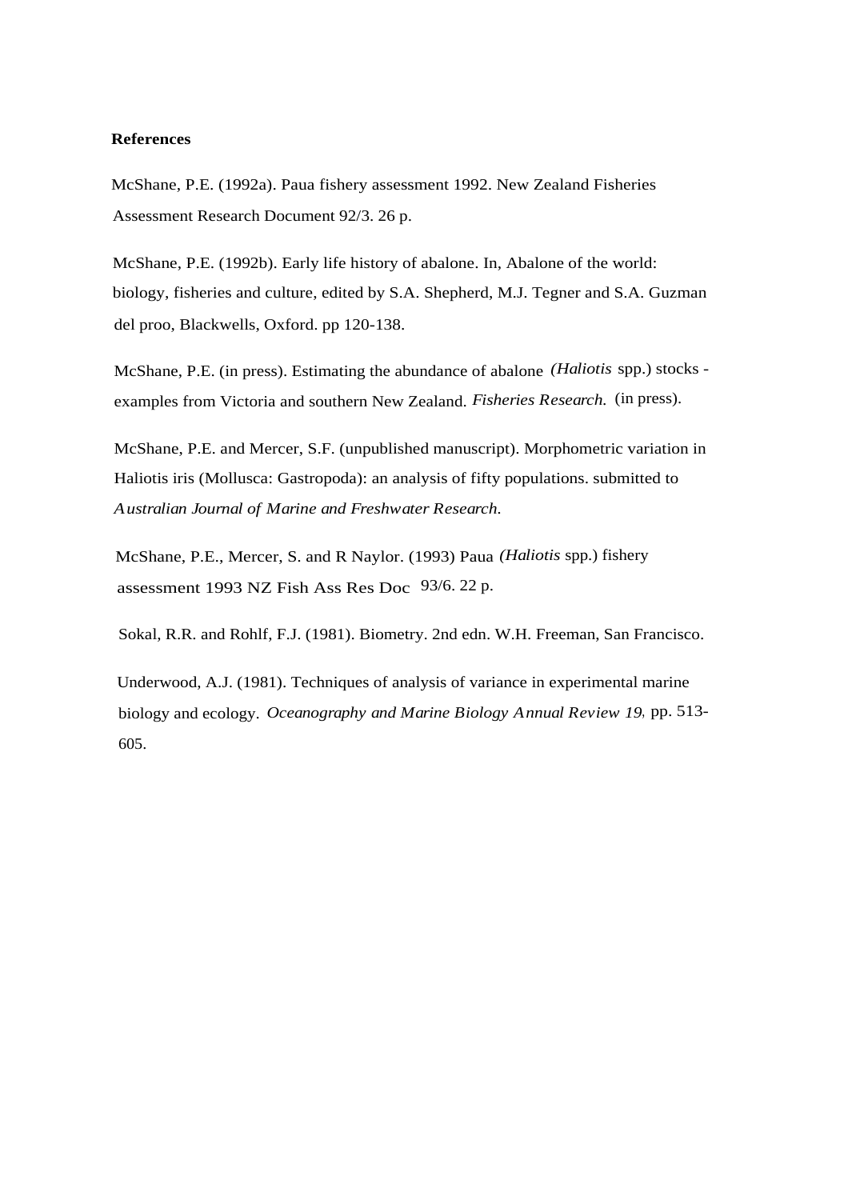**References**

McShane, P.E. (1992a). Paua fishery assessment 1992. New Zealand Fisheries Assessment Research Document 92/3. 26 p.

McShane, P.E. (1992b). Early life history of abalone. In, Abalone of the world: biology, fisheries and culture, edited by S.A. Shepherd, M.J. Tegner and S.A. Guzman del proo, Blackwells, Oxford. pp 120-138.

McShane, P.E. (in press). Estimating the abundance of abalone *(Haliotis* spp.) stocks - examples from Victoria and southern New Zealand. *Fisheries Research.* (in press).

McShane, P.E. and Mercer, S.F. (unpublished manuscript). Morphometric variation in Haliotis iris (Mollusca: Gastropoda): an analysis of fifty populations. submitted to *Australian Journal of Marine and Freshwater Research.*

McShane, P.E., Mercer, S. and R Naylor. (1993) Paua *(Haliotis* spp.) fishery assessment 1993 NZ Fish Ass Res Doc 93/6. 22 p.

Sokal, R.R. and Rohlf, F.J. (1981). Biometry. 2nd edn. W.H. Freeman, San Francisco.

Underwood, A.J. (1981). Techniques of analysis of variance in experimental marine biology and ecology. *Oceanography and Marine Biology Annual Review 19,* pp. 513-605.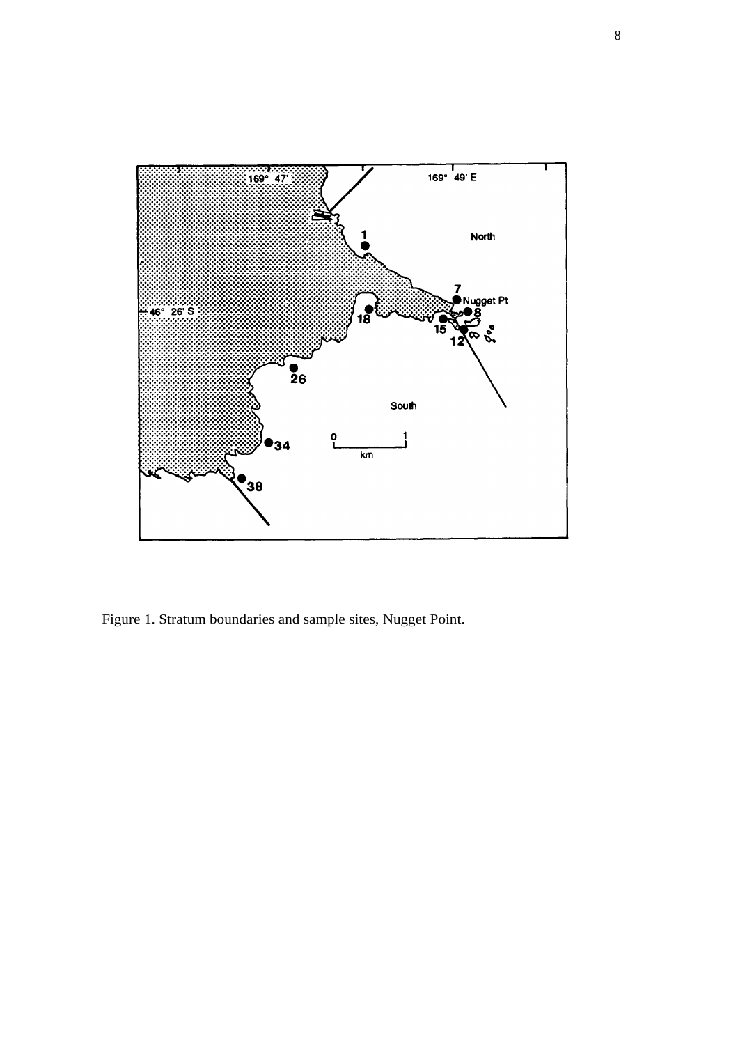Figure 1. Stratum boundaries and sample sites, Nugget Point.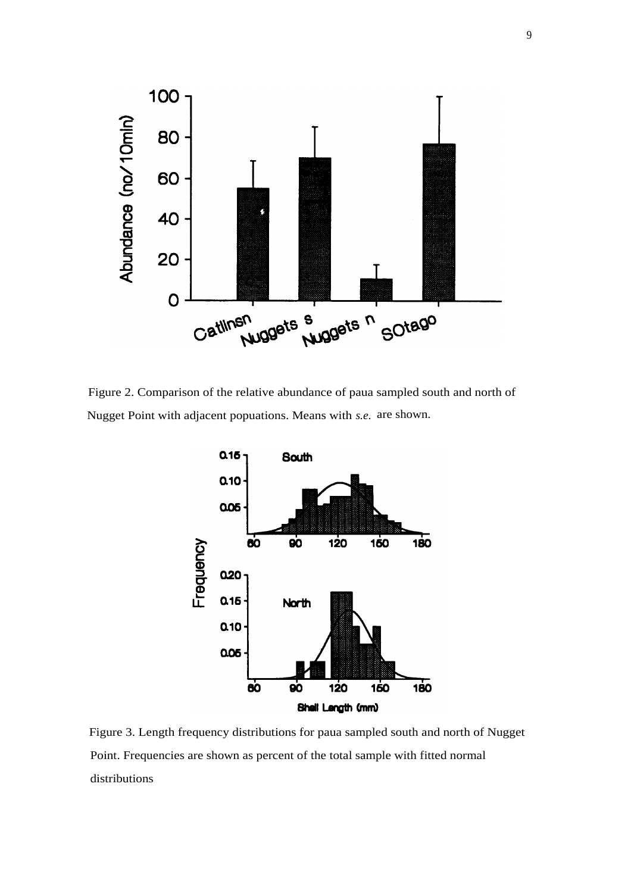Figure 2. Comparison of the relative abundance of paua sampled south and north of Nugget Point with adjacent popuations. Means with *s.e.* are shown.

Figure 3. Length frequency distributions for paua sampled south and north of Nugget Point. Frequencies are shown as percent of the total sample with fitted normal distributions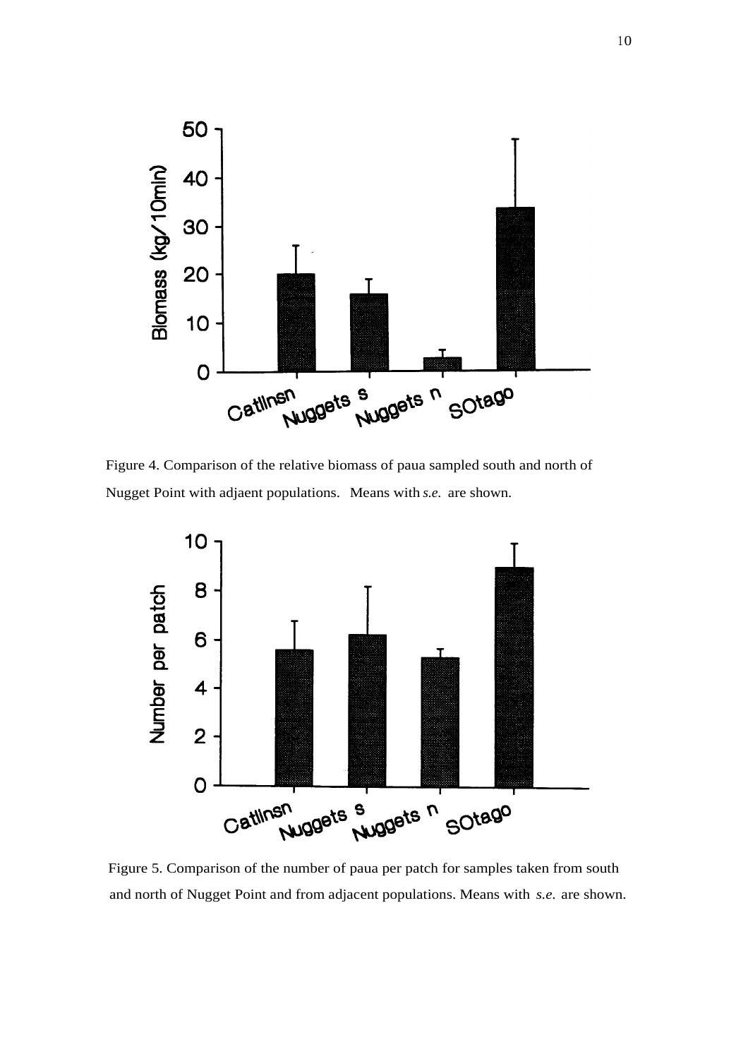Figure 4. Comparison of the relative biomass of paua sampled south and north of Nugget Point with adjaent populations. Means with *s.e.* are shown.

Figure 5. Comparison of the number of paua per patch for samples taken from south and north of Nugget Point and from adjacent populations. Means with *s.e.* are shown.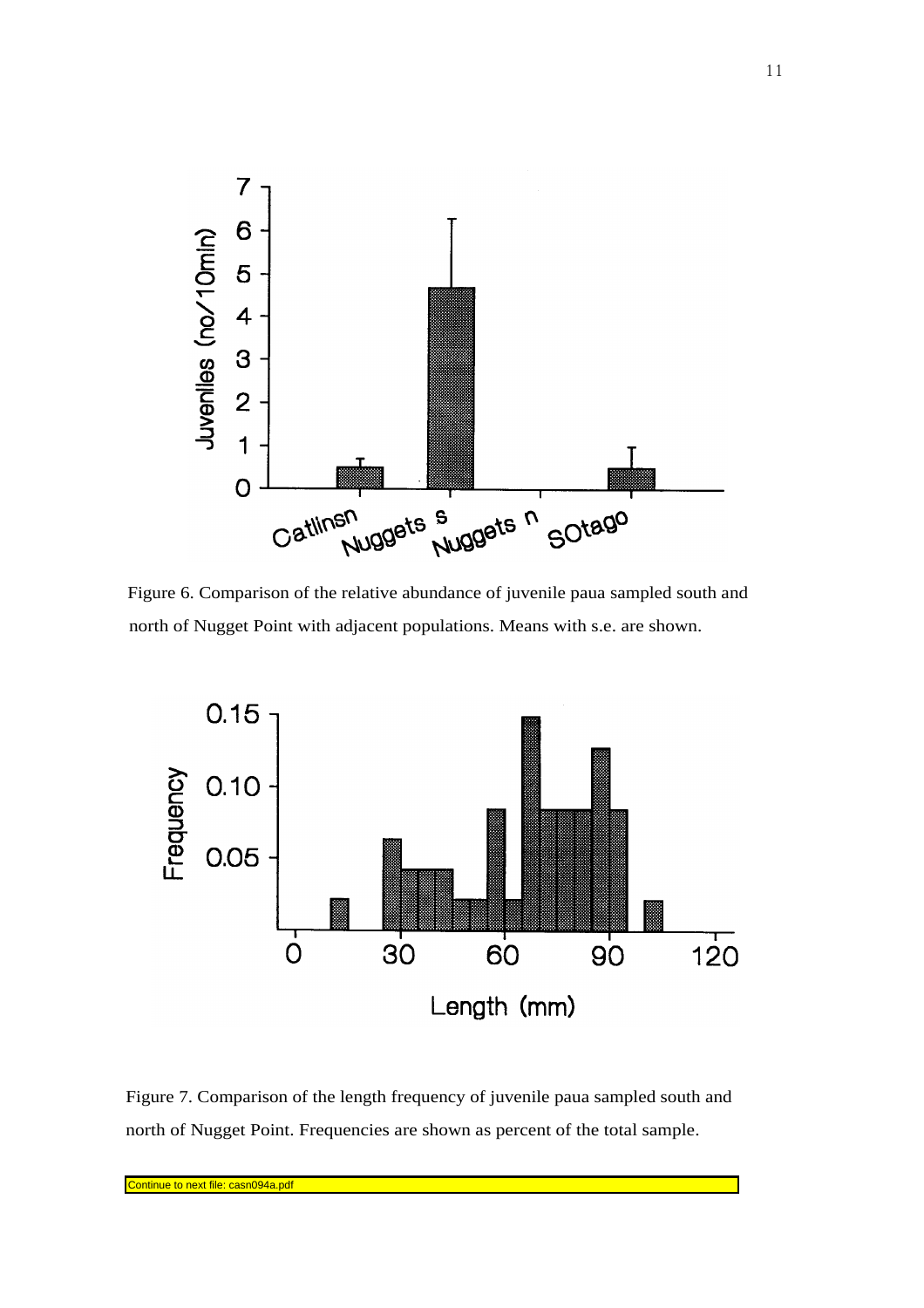Juveniles (no/10min)

7
6
5
4
3
2
1
0

Catlinsn Nuggets s Nuggets n SOtago

Figure 6. Comparison of the relative abundance of juvenile paua sampled south and north of Nugget Point with adjacent populations. Means with s.e. are shown.

Frequency

0.15
0.10
0.05

0 30 60 90 120

Length (mm)

Figure 7. Comparison of the length frequency of juvenile paua sampled south and north of Nugget Point. Frequencies are shown as percent of the total sample.

Continue to next file: casn094a.pdf